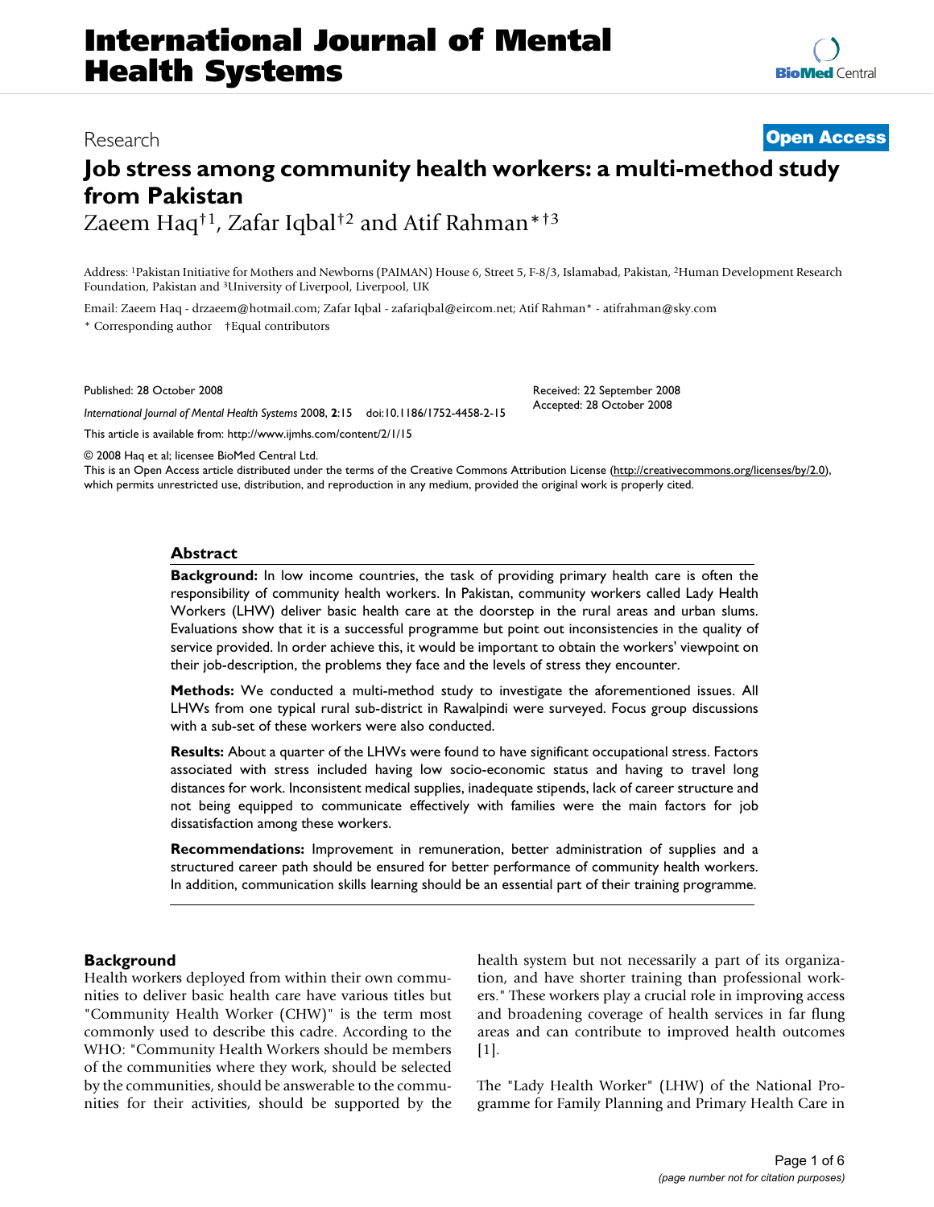# International Journal of Mental Health Systems

Research **Open Access**

# Job stress among community health workers: a multi-method study from Pakistan

Zaeem Haq[†1], Zafar Iqbal[†2] and Atif Rahman*[†3]

Address: [1]Pakistan Initiative for Mothers and Newborns (PAIMAN) House 6, Street 5, F-8/3, Islamabad, Pakistan, [2]Human Development Research Foundation, Pakistan and [3]University of Liverpool, Liverpool, UK

Email: Zaeem Haq - drzaeem@hotmail.com; Zafar Iqbal - zafariqbal@eircom.net; Atif Rahman* - atifrahman@sky.com

\* Corresponding author †Equal contributors

Published: 28 October 2008

*International Journal of Mental Health Systems* 2008, **2**:15 doi:10.1186/1752-4458-2-15

Received: 22 September 2008
Accepted: 28 October 2008

This article is available from: http://www.ijmhs.com/content/2/1/15

© 2008 Haq et al; licensee BioMed Central Ltd.

This is an Open Access article distributed under the terms of the Creative Commons Attribution License (http://creativecommons.org/licenses/by/2.0), which permits unrestricted use, distribution, and reproduction in any medium, provided the original work is properly cited.

## Abstract

**Background:** In low income countries, the task of providing primary health care is often the responsibility of community health workers. In Pakistan, community workers called Lady Health Workers (LHW) deliver basic health care at the doorstep in the rural areas and urban slums. Evaluations show that it is a successful programme but point out inconsistencies in the quality of service provided. In order achieve this, it would be important to obtain the workers' viewpoint on their job-description, the problems they face and the levels of stress they encounter.

**Methods:** We conducted a multi-method study to investigate the aforementioned issues. All LHWs from one typical rural sub-district in Rawalpindi were surveyed. Focus group discussions with a sub-set of these workers were also conducted.

**Results:** About a quarter of the LHWs were found to have significant occupational stress. Factors associated with stress included having low socio-economic status and having to travel long distances for work. Inconsistent medical supplies, inadequate stipends, lack of career structure and not being equipped to communicate effectively with families were the main factors for job dissatisfaction among these workers.

**Recommendations:** Improvement in remuneration, better administration of supplies and a structured career path should be ensured for better performance of community health workers. In addition, communication skills learning should be an essential part of their training programme.

## Background

Health workers deployed from within their own communities to deliver basic health care have various titles but "Community Health Worker (CHW)" is the term most commonly used to describe this cadre. According to the WHO: "Community Health Workers should be members of the communities where they work, should be selected by the communities, should be answerable to the communities for their activities, should be supported by the health system but not necessarily a part of its organization, and have shorter training than professional workers." These workers play a crucial role in improving access and broadening coverage of health services in far flung areas and can contribute to improved health outcomes [1].

The "Lady Health Worker" (LHW) of the National Programme for Family Planning and Primary Health Care in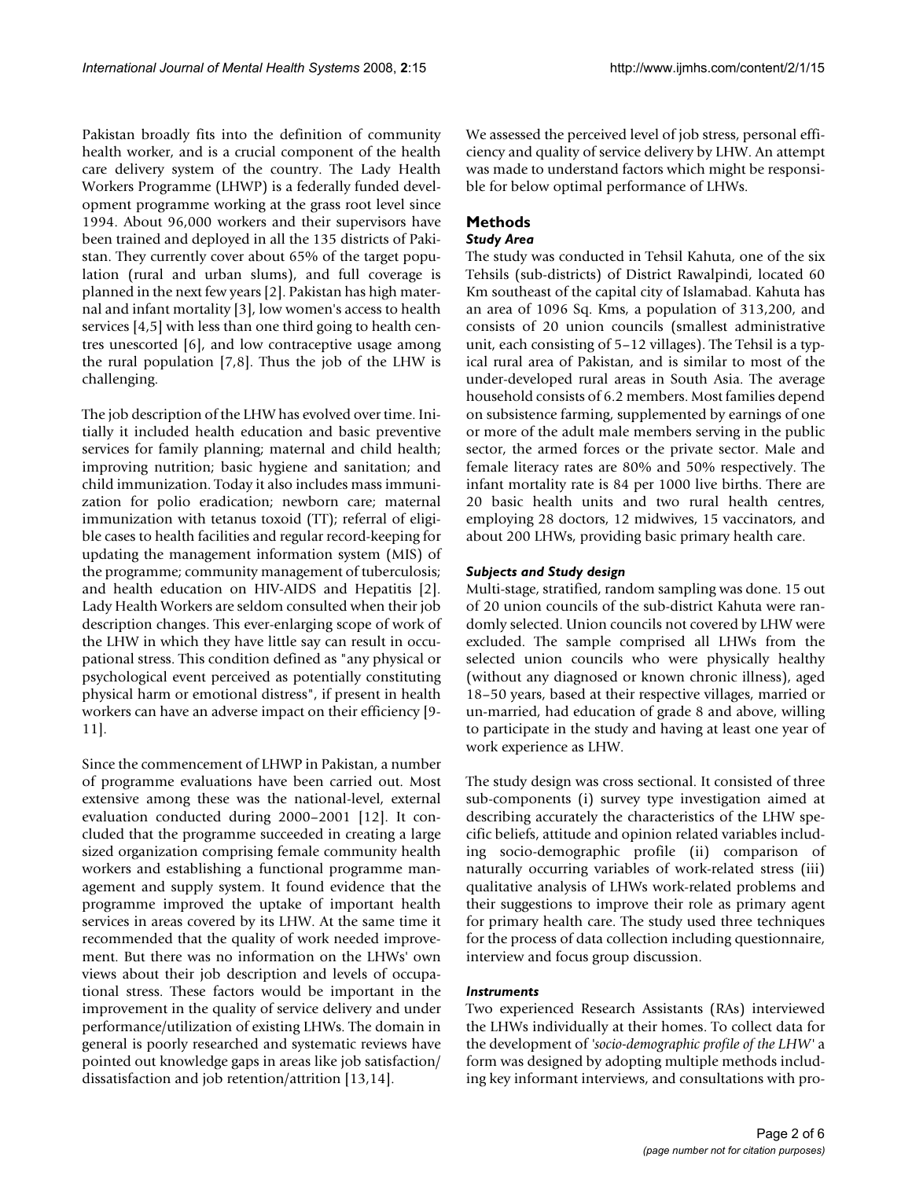Pakistan broadly fits into the definition of community health worker, and is a crucial component of the health care delivery system of the country. The Lady Health Workers Programme (LHWP) is a federally funded development programme working at the grass root level since 1994. About 96,000 workers and their supervisors have been trained and deployed in all the 135 districts of Pakistan. They currently cover about 65% of the target population (rural and urban slums), and full coverage is planned in the next few years [2]. Pakistan has high maternal and infant mortality [3], low women's access to health services [4,5] with less than one third going to health centres unescorted [6], and low contraceptive usage among the rural population [7,8]. Thus the job of the LHW is challenging.

The job description of the LHW has evolved over time. Initially it included health education and basic preventive services for family planning; maternal and child health; improving nutrition; basic hygiene and sanitation; and child immunization. Today it also includes mass immunization for polio eradication; newborn care; maternal immunization with tetanus toxoid (TT); referral of eligible cases to health facilities and regular record-keeping for updating the management information system (MIS) of the programme; community management of tuberculosis; and health education on HIV-AIDS and Hepatitis [2]. Lady Health Workers are seldom consulted when their job description changes. This ever-enlarging scope of work of the LHW in which they have little say can result in occupational stress. This condition defined as "any physical or psychological event perceived as potentially constituting physical harm or emotional distress", if present in health workers can have an adverse impact on their efficiency [9-11].

Since the commencement of LHWP in Pakistan, a number of programme evaluations have been carried out. Most extensive among these was the national-level, external evaluation conducted during 2000–2001 [12]. It concluded that the programme succeeded in creating a large sized organization comprising female community health workers and establishing a functional programme management and supply system. It found evidence that the programme improved the uptake of important health services in areas covered by its LHW. At the same time it recommended that the quality of work needed improvement. But there was no information on the LHWs' own views about their job description and levels of occupational stress. These factors would be important in the improvement in the quality of service delivery and under performance/utilization of existing LHWs. The domain in general is poorly researched and systematic reviews have pointed out knowledge gaps in areas like job satisfaction/dissatisfaction and job retention/attrition [13,14].

We assessed the perceived level of job stress, personal efficiency and quality of service delivery by LHW. An attempt was made to understand factors which might be responsible for below optimal performance of LHWs.

## Methods

### *Study Area*

The study was conducted in Tehsil Kahuta, one of the six Tehsils (sub-districts) of District Rawalpindi, located 60 Km southeast of the capital city of Islamabad. Kahuta has an area of 1096 Sq. Kms, a population of 313,200, and consists of 20 union councils (smallest administrative unit, each consisting of 5–12 villages). The Tehsil is a typical rural area of Pakistan, and is similar to most of the under-developed rural areas in South Asia. The average household consists of 6.2 members. Most families depend on subsistence farming, supplemented by earnings of one or more of the adult male members serving in the public sector, the armed forces or the private sector. Male and female literacy rates are 80% and 50% respectively. The infant mortality rate is 84 per 1000 live births. There are 20 basic health units and two rural health centres, employing 28 doctors, 12 midwives, 15 vaccinators, and about 200 LHWs, providing basic primary health care.

### *Subjects and Study design*

Multi-stage, stratified, random sampling was done. 15 out of 20 union councils of the sub-district Kahuta were randomly selected. Union councils not covered by LHW were excluded. The sample comprised all LHWs from the selected union councils who were physically healthy (without any diagnosed or known chronic illness), aged 18–50 years, based at their respective villages, married or un-married, had education of grade 8 and above, willing to participate in the study and having at least one year of work experience as LHW.

The study design was cross sectional. It consisted of three sub-components (i) survey type investigation aimed at describing accurately the characteristics of the LHW specific beliefs, attitude and opinion related variables including socio-demographic profile (ii) comparison of naturally occurring variables of work-related stress (iii) qualitative analysis of LHWs work-related problems and their suggestions to improve their role as primary agent for primary health care. The study used three techniques for the process of data collection including questionnaire, interview and focus group discussion.

### *Instruments*

Two experienced Research Assistants (RAs) interviewed the LHWs individually at their homes. To collect data for the development of '*socio-demographic profile of the LHW*' a form was designed by adopting multiple methods including key informant interviews, and consultations with pro-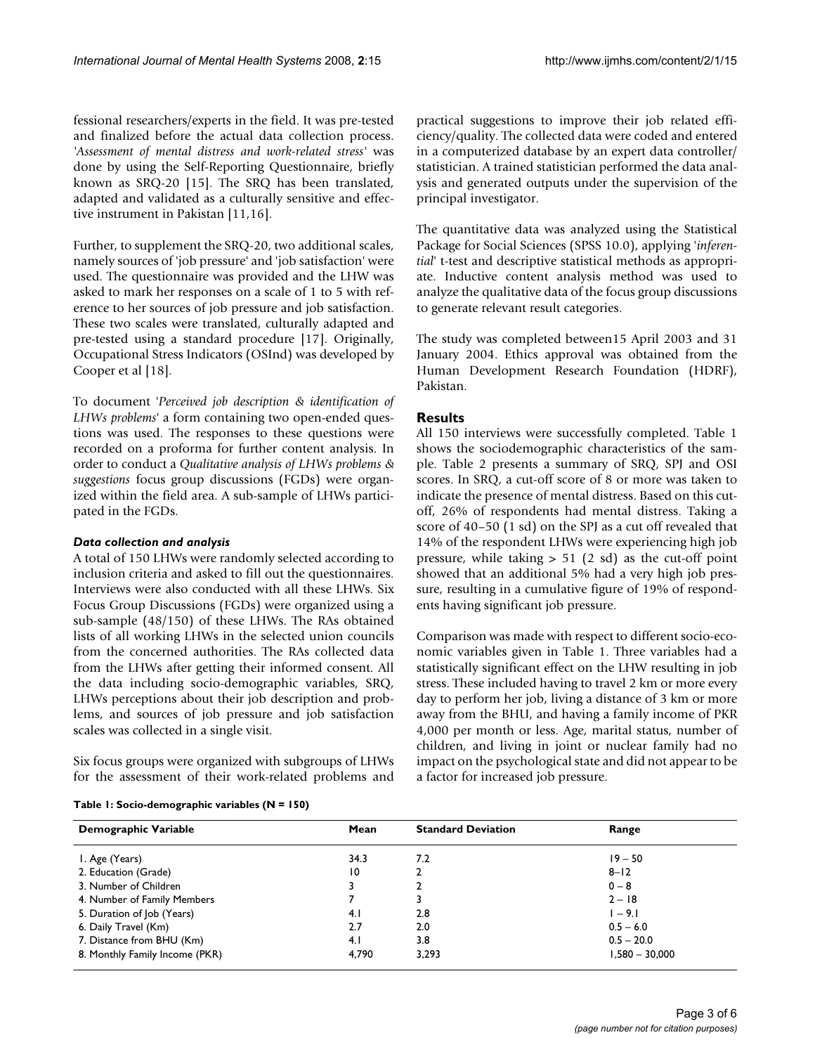fessional researchers/experts in the field. It was pre-tested and finalized before the actual data collection process. '*Assessment of mental distress and work-related stress*' was done by using the Self-Reporting Questionnaire, briefly known as SRQ-20 [15]. The SRQ has been translated, adapted and validated as a culturally sensitive and effective instrument in Pakistan [11,16].

Further, to supplement the SRQ-20, two additional scales, namely sources of 'job pressure' and 'job satisfaction' were used. The questionnaire was provided and the LHW was asked to mark her responses on a scale of 1 to 5 with reference to her sources of job pressure and job satisfaction. These two scales were translated, culturally adapted and pre-tested using a standard procedure [17]. Originally, Occupational Stress Indicators (OSInd) was developed by Cooper et al [18].

To document '*Perceived job description & identification of LHWs problems*' a form containing two open-ended questions was used. The responses to these questions were recorded on a proforma for further content analysis. In order to conduct a *Qualitative analysis of LHWs problems & suggestions* focus group discussions (FGDs) were organized within the field area. A sub-sample of LHWs participated in the FGDs.

### *Data collection and analysis*

A total of 150 LHWs were randomly selected according to inclusion criteria and asked to fill out the questionnaires. Interviews were also conducted with all these LHWs. Six Focus Group Discussions (FGDs) were organized using a sub-sample (48/150) of these LHWs. The RAs obtained lists of all working LHWs in the selected union councils from the concerned authorities. The RAs collected data from the LHWs after getting their informed consent. All the data including socio-demographic variables, SRQ, LHWs perceptions about their job description and problems, and sources of job pressure and job satisfaction scales was collected in a single visit.

Six focus groups were organized with subgroups of LHWs for the assessment of their work-related problems and practical suggestions to improve their job related efficiency/quality. The collected data were coded and entered in a computerized database by an expert data controller/statistician. A trained statistician performed the data analysis and generated outputs under the supervision of the principal investigator.

The quantitative data was analyzed using the Statistical Package for Social Sciences (SPSS 10.0), applying '*inferential*' t-test and descriptive statistical methods as appropriate. Inductive content analysis method was used to analyze the qualitative data of the focus group discussions to generate relevant result categories.

The study was completed between15 April 2003 and 31 January 2004. Ethics approval was obtained from the Human Development Research Foundation (HDRF), Pakistan.

## Results

All 150 interviews were successfully completed. Table 1 shows the sociodemographic characteristics of the sample. Table 2 presents a summary of SRQ, SPJ and OSI scores. In SRQ, a cut-off score of 8 or more was taken to indicate the presence of mental distress. Based on this cut-off, 26% of respondents had mental distress. Taking a score of 40–50 (1 sd) on the SPJ as a cut off revealed that 14% of the respondent LHWs were experiencing high job pressure, while taking > 51 (2 sd) as the cut-off point showed that an additional 5% had a very high job pressure, resulting in a cumulative figure of 19% of respondents having significant job pressure.

Comparison was made with respect to different socio-economic variables given in Table 1. Three variables had a statistically significant effect on the LHW resulting in job stress. These included having to travel 2 km or more every day to perform her job, living a distance of 3 km or more away from the BHU, and having a family income of PKR 4,000 per month or less. Age, marital status, number of children, and living in joint or nuclear family had no impact on the psychological state and did not appear to be a factor for increased job pressure.

**Table 1: Socio-demographic variables (N = 150)**

| Demographic Variable | Mean | Standard Deviation | Range |
|---|---|---|---|
| 1. Age (Years) | 34.3 | 7.2 | 19 – 50 |
| 2. Education (Grade) | 10 | 2 | 8–12 |
| 3. Number of Children | 3 | 2 | 0 – 8 |
| 4. Number of Family Members | 7 | 3 | 2 – 18 |
| 5. Duration of Job (Years) | 4.1 | 2.8 | 1 – 9.1 |
| 6. Daily Travel (Km) | 2.7 | 2.0 | 0.5 – 6.0 |
| 7. Distance from BHU (Km) | 4.1 | 3.8 | 0.5 – 20.0 |
| 8. Monthly Family Income (PKR) | 4,790 | 3,293 | 1,580 – 30,000 |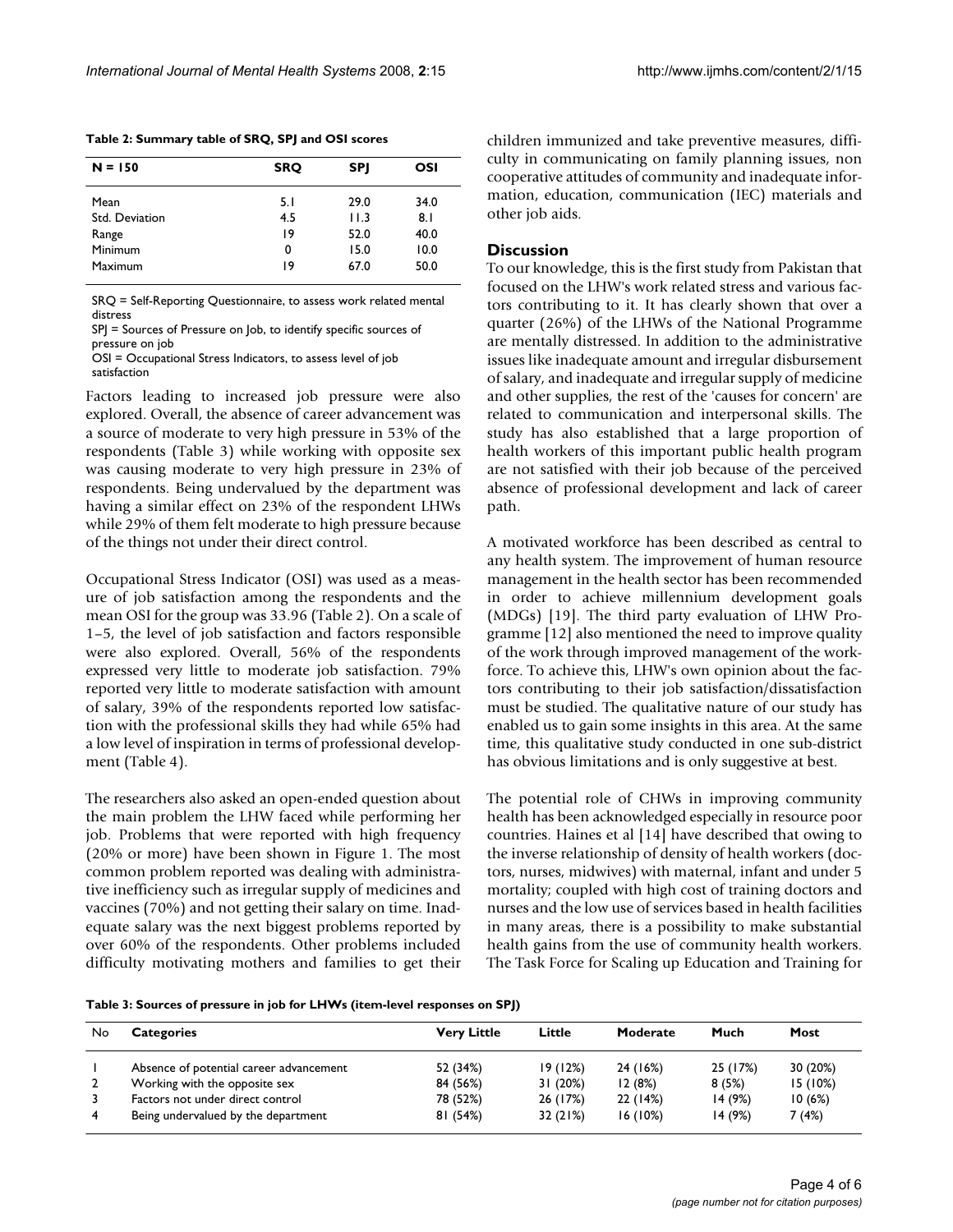**Table 2: Summary table of SRQ, SPJ and OSI scores**

| N = 150 | SRQ | SPJ | OSI |
|---|---|---|---|
| Mean | 5.1 | 29.0 | 34.0 |
| Std. Deviation | 4.5 | 11.3 | 8.1 |
| Range | 19 | 52.0 | 40.0 |
| Minimum | 0 | 15.0 | 10.0 |
| Maximum | 19 | 67.0 | 50.0 |

SRQ = Self-Reporting Questionnaire, to assess work related mental distress
SPJ = Sources of Pressure on Job, to identify specific sources of pressure on job
OSI = Occupational Stress Indicators, to assess level of job satisfaction

Factors leading to increased job pressure were also explored. Overall, the absence of career advancement was a source of moderate to very high pressure in 53% of the respondents (Table 3) while working with opposite sex was causing moderate to very high pressure in 23% of respondents. Being undervalued by the department was having a similar effect on 23% of the respondent LHWs while 29% of them felt moderate to high pressure because of the things not under their direct control.

Occupational Stress Indicator (OSI) was used as a measure of job satisfaction among the respondents and the mean OSI for the group was 33.96 (Table 2). On a scale of 1–5, the level of job satisfaction and factors responsible were also explored. Overall, 56% of the respondents expressed very little to moderate job satisfaction. 79% reported very little to moderate satisfaction with amount of salary, 39% of the respondents reported low satisfaction with the professional skills they had while 65% had a low level of inspiration in terms of professional development (Table 4).

The researchers also asked an open-ended question about the main problem the LHW faced while performing her job. Problems that were reported with high frequency (20% or more) have been shown in Figure 1. The most common problem reported was dealing with administrative inefficiency such as irregular supply of medicines and vaccines (70%) and not getting their salary on time. Inadequate salary was the next biggest problems reported by over 60% of the respondents. Other problems included difficulty motivating mothers and families to get their children immunized and take preventive measures, difficulty in communicating on family planning issues, non cooperative attitudes of community and inadequate information, education, communication (IEC) materials and other job aids.

## Discussion

To our knowledge, this is the first study from Pakistan that focused on the LHW's work related stress and various factors contributing to it. It has clearly shown that over a quarter (26%) of the LHWs of the National Programme are mentally distressed. In addition to the administrative issues like inadequate amount and irregular disbursement of salary, and inadequate and irregular supply of medicine and other supplies, the rest of the 'causes for concern' are related to communication and interpersonal skills. The study has also established that a large proportion of health workers of this important public health program are not satisfied with their job because of the perceived absence of professional development and lack of career path.

A motivated workforce has been described as central to any health system. The improvement of human resource management in the health sector has been recommended in order to achieve millennium development goals (MDGs) [19]. The third party evaluation of LHW Programme [12] also mentioned the need to improve quality of the work through improved management of the workforce. To achieve this, LHW's own opinion about the factors contributing to their job satisfaction/dissatisfaction must be studied. The qualitative nature of our study has enabled us to gain some insights in this area. At the same time, this qualitative study conducted in one sub-district has obvious limitations and is only suggestive at best.

The potential role of CHWs in improving community health has been acknowledged especially in resource poor countries. Haines et al [14] have described that owing to the inverse relationship of density of health workers (doctors, nurses, midwives) with maternal, infant and under 5 mortality; coupled with high cost of training doctors and nurses and the low use of services based in health facilities in many areas, there is a possibility to make substantial health gains from the use of community health workers. The Task Force for Scaling up Education and Training for

**Table 3: Sources of pressure in job for LHWs (item-level responses on SPJ)**

| No | Categories | Very Little | Little | Moderate | Much | Most |
|---|---|---|---|---|---|---|
| 1 | Absence of potential career advancement | 52 (34%) | 19 (12%) | 24 (16%) | 25 (17%) | 30 (20%) |
| 2 | Working with the opposite sex | 84 (56%) | 31 (20%) | 12 (8%) | 8 (5%) | 15 (10%) |
| 3 | Factors not under direct control | 78 (52%) | 26 (17%) | 22 (14%) | 14 (9%) | 10 (6%) |
| 4 | Being undervalued by the department | 81 (54%) | 32 (21%) | 16 (10%) | 14 (9%) | 7 (4%) |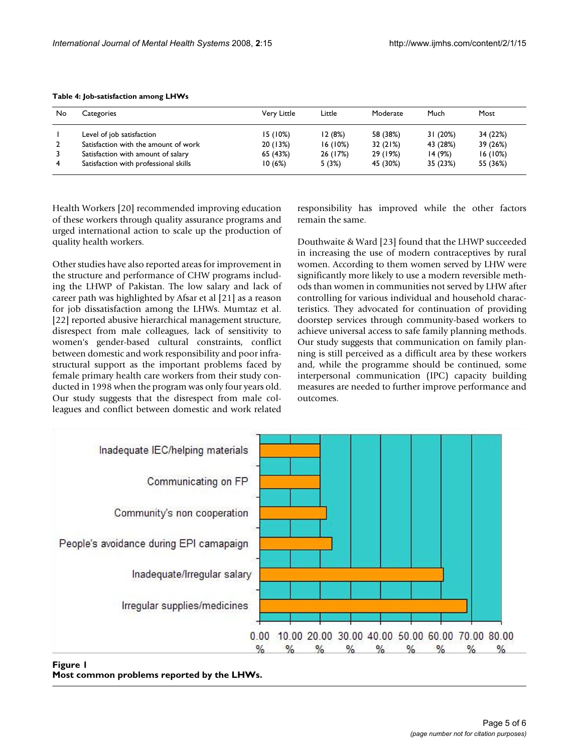**Table 4: Job-satisfaction among LHWs**

| No | Categories | Very Little | Little | Moderate | Much | Most |
|---|---|---|---|---|---|---|
| 1 | Level of job satisfaction | 15 (10%) | 12 (8%) | 58 (38%) | 31 (20%) | 34 (22%) |
| 2 | Satisfaction with the amount of work | 20 (13%) | 16 (10%) | 32 (21%) | 43 (28%) | 39 (26%) |
| 3 | Satisfaction with amount of salary | 65 (43%) | 26 (17%) | 29 (19%) | 14 (9%) | 16 (10%) |
| 4 | Satisfaction with professional skills | 10 (6%) | 5 (3%) | 45 (30%) | 35 (23%) | 55 (36%) |

Health Workers [20] recommended improving education of these workers through quality assurance programs and urged international action to scale up the production of quality health workers.

Other studies have also reported areas for improvement in the structure and performance of CHW programs including the LHWP of Pakistan. The low salary and lack of career path was highlighted by Afsar et al [21] as a reason for job dissatisfaction among the LHWs. Mumtaz et al. [22] reported abusive hierarchical management structure, disrespect from male colleagues, lack of sensitivity to women's gender-based cultural constraints, conflict between domestic and work responsibility and poor infrastructural support as the important problems faced by female primary health care workers from their study conducted in 1998 when the program was only four years old. Our study suggests that the disrespect from male colleagues and conflict between domestic and work related responsibility has improved while the other factors remain the same.

Douthwaite & Ward [23] found that the LHWP succeeded in increasing the use of modern contraceptives by rural women. According to them women served by LHW were significantly more likely to use a modern reversible methods than women in communities not served by LHW after controlling for various individual and household characteristics. They advocated for continuation of providing doorstep services through community-based workers to achieve universal access to safe family planning methods. Our study suggests that communication on family planning is still perceived as a difficult area by these workers and, while the programme should be continued, some interpersonal communication (IPC) capacity building measures are needed to further improve performance and outcomes.

| Problem | Approx. % |
|---|---|
| Inadequate IEC/helping materials | ~20 |
| Communicating on FP | ~20 |
| Community's non cooperation | ~22 |
| People's avoidance during EPI camapaign | ~24 |
| Inadequate/Irregular salary | ~61 |
| Irregular supplies/medicines | ~69 |

**Figure 1**
**Most common problems reported by the LHWs.**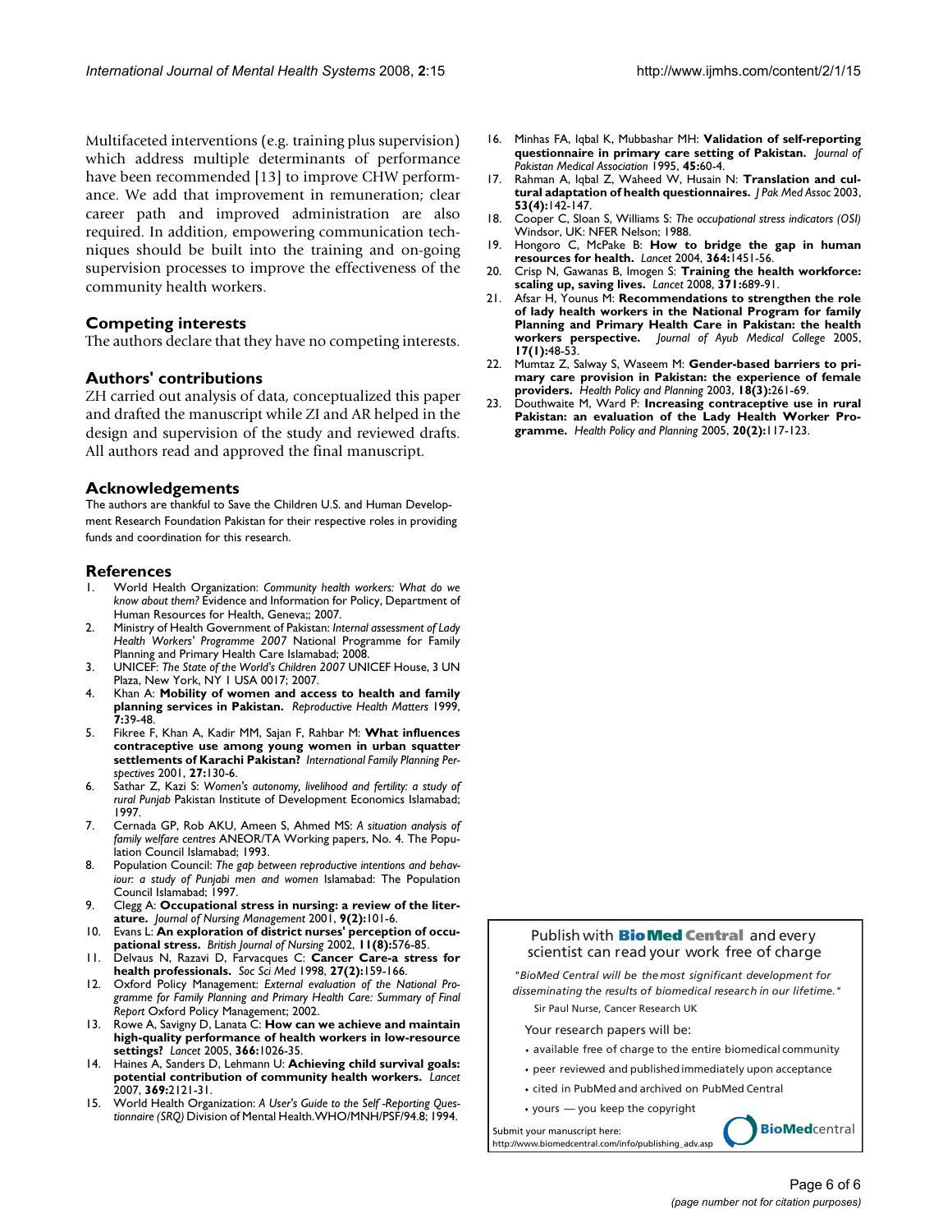Multifaceted interventions (e.g. training plus supervision) which address multiple determinants of performance have been recommended [13] to improve CHW performance. We add that improvement in remuneration; clear career path and improved administration are also required. In addition, empowering communication techniques should be built into the training and on-going supervision processes to improve the effectiveness of the community health workers.

## Competing interests

The authors declare that they have no competing interests.

## Authors' contributions

ZH carried out analysis of data, conceptualized this paper and drafted the manuscript while ZI and AR helped in the design and supervision of the study and reviewed drafts. All authors read and approved the final manuscript.

## Acknowledgements

The authors are thankful to Save the Children U.S. and Human Development Research Foundation Pakistan for their respective roles in providing funds and coordination for this research.

## References

1. World Health Organization: *Community health workers: What do we know about them?* Evidence and Information for Policy, Department of Human Resources for Health, Geneva;; 2007.
2. Ministry of Health Government of Pakistan: *Internal assessment of Lady Health Workers' Programme 2007* National Programme for Family Planning and Primary Health Care Islamabad; 2008.
3. UNICEF: *The State of the World's Children 2007* UNICEF House, 3 UN Plaza, New York, NY 1 USA 0017; 2007.
4. Khan A: **Mobility of women and access to health and family planning services in Pakistan.** *Reproductive Health Matters* 1999, **7:**39-48.
5. Fikree F, Khan A, Kadir MM, Sajan F, Rahbar M: **What influences contraceptive use among young women in urban squatter settlements of Karachi Pakistan?** *International Family Planning Perspectives* 2001, **27:**130-6.
6. Sathar Z, Kazi S: *Women's autonomy, livelihood and fertility: a study of rural Punjab* Pakistan Institute of Development Economics Islamabad; 1997.
7. Cernada GP, Rob AKU, Ameen S, Ahmed MS: *A situation analysis of family welfare centres* ANEOR/TA Working papers, No. 4. The Population Council Islamabad; 1993.
8. Population Council: *The gap between reproductive intentions and behaviour: a study of Punjabi men and women* Islamabad: The Population Council Islamabad; 1997.
9. Clegg A: **Occupational stress in nursing: a review of the literature.** *Journal of Nursing Management* 2001, **9(2):**101-6.
10. Evans L: **An exploration of district nurses' perception of occupational stress.** *British Journal of Nursing* 2002, **11(8):**576-85.
11. Delvaus N, Razavi D, Farvacques C: **Cancer Care-a stress for health professionals.** *Soc Sci Med* 1998, **27(2):**159-166.
12. Oxford Policy Management: *External evaluation of the National Programme for Family Planning and Primary Health Care: Summary of Final Report* Oxford Policy Management; 2002.
13. Rowe A, Savigny D, Lanata C: **How can we achieve and maintain high-quality performance of health workers in low-resource settings?** *Lancet* 2005, **366:**1026-35.
14. Haines A, Sanders D, Lehmann U: **Achieving child survival goals: potential contribution of community health workers.** *Lancet* 2007, **369:**2121-31.
15. World Health Organization: *A User's Guide to the Self -Reporting Questionnaire (SRQ)* Division of Mental Health.WHO/MNH/PSF/94.8; 1994.
16. Minhas FA, Iqbal K, Mubbashar MH: **Validation of self-reporting questionnaire in primary care setting of Pakistan.** *Journal of Pakistan Medical Association* 1995, **45:**60-4.
17. Rahman A, Iqbal Z, Waheed W, Husain N: **Translation and cultural adaptation of health questionnaires.** *J Pak Med Assoc* 2003, **53(4):**142-147.
18. Cooper C, Sloan S, Williams S: *The occupational stress indicators (OSI)* Windsor, UK: NFER Nelson; 1988.
19. Hongoro C, McPake B: **How to bridge the gap in human resources for health.** *Lancet* 2004, **364:**1451-56.
20. Crisp N, Gawanas B, Imogen S: **Training the health workforce: scaling up, saving lives.** *Lancet* 2008, **371:**689-91.
21. Afsar H, Younus M: **Recommendations to strengthen the role of lady health workers in the National Program for family Planning and Primary Health Care in Pakistan: the health workers perspective.** *Journal of Ayub Medical College* 2005, **17(1):**48-53.
22. Mumtaz Z, Salway S, Waseem M: **Gender-based barriers to primary care provision in Pakistan: the experience of female providers.** *Health Policy and Planning* 2003, **18(3):**261-69.
23. Douthwaite M, Ward P: **Increasing contraceptive use in rural Pakistan: an evaluation of the Lady Health Worker Programme.** *Health Policy and Planning* 2005, **20(2):**117-123.

Publish with **BioMed Central** and every scientist can read your work free of charge

*"BioMed Central will be the most significant development for disseminating the results of biomedical research in our lifetime."*
Sir Paul Nurse, Cancer Research UK

Your research papers will be:

- available free of charge to the entire biomedical community
- peer reviewed and published immediately upon acceptance
- cited in PubMed and archived on PubMed Central
- yours — you keep the copyright

Submit your manuscript here:
http://www.biomedcentral.com/info/publishing_adv.asp

BioMedcentral